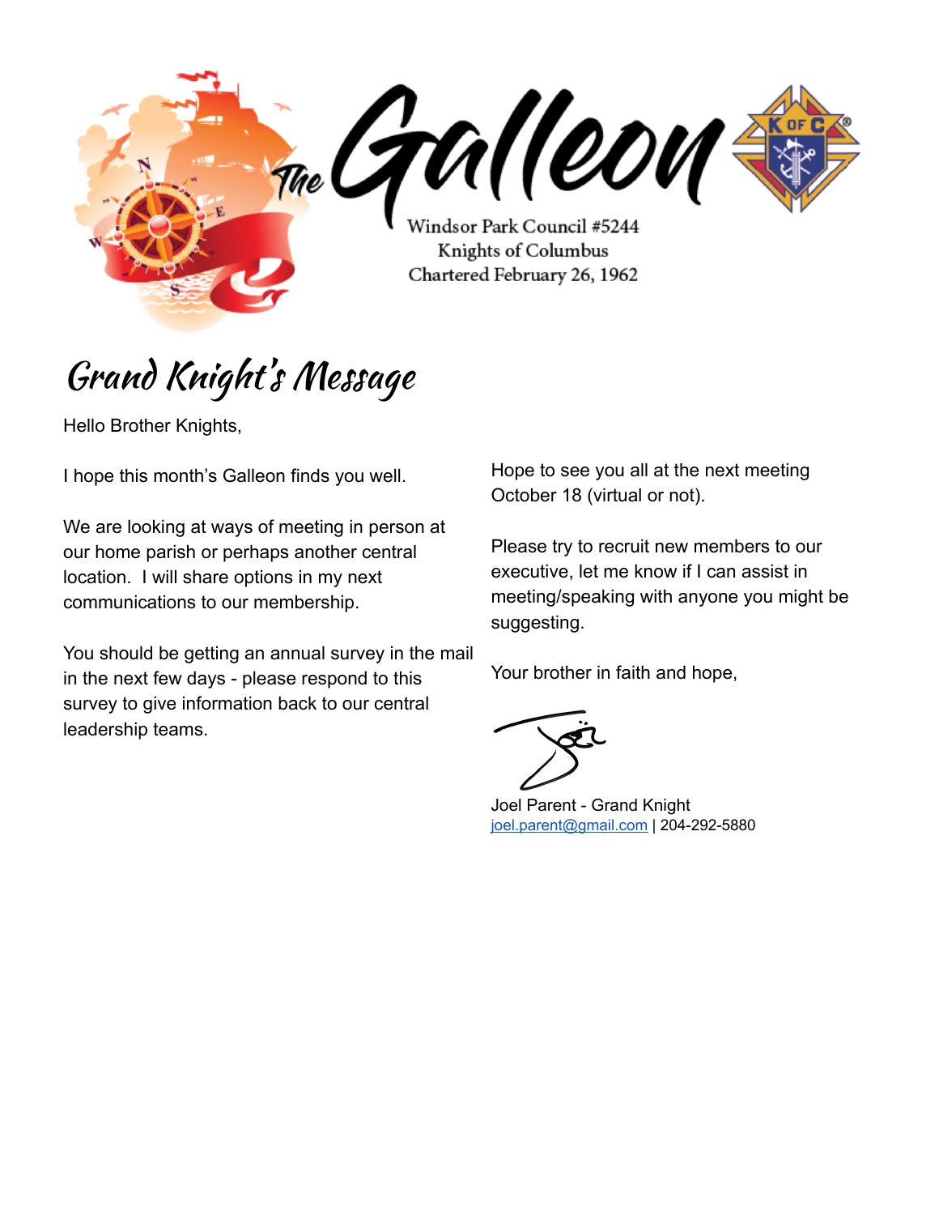# The Galleon

Windsor Park Council #5244
Knights of Columbus
Chartered February 26, 1962

## Grand Knight's Message

Hello Brother Knights,

I hope this month's Galleon finds you well.

We are looking at ways of meeting in person at our home parish or perhaps another central location. I will share options in my next communications to our membership.

You should be getting an annual survey in the mail in the next few days - please respond to this survey to give information back to our central leadership teams.

Hope to see you all at the next meeting October 18 (virtual or not).

Please try to recruit new members to our executive, let me know if I can assist in meeting/speaking with anyone you might be suggesting.

Your brother in faith and hope,

Joel Parent - Grand Knight
joel.parent@gmail.com | 204-292-5880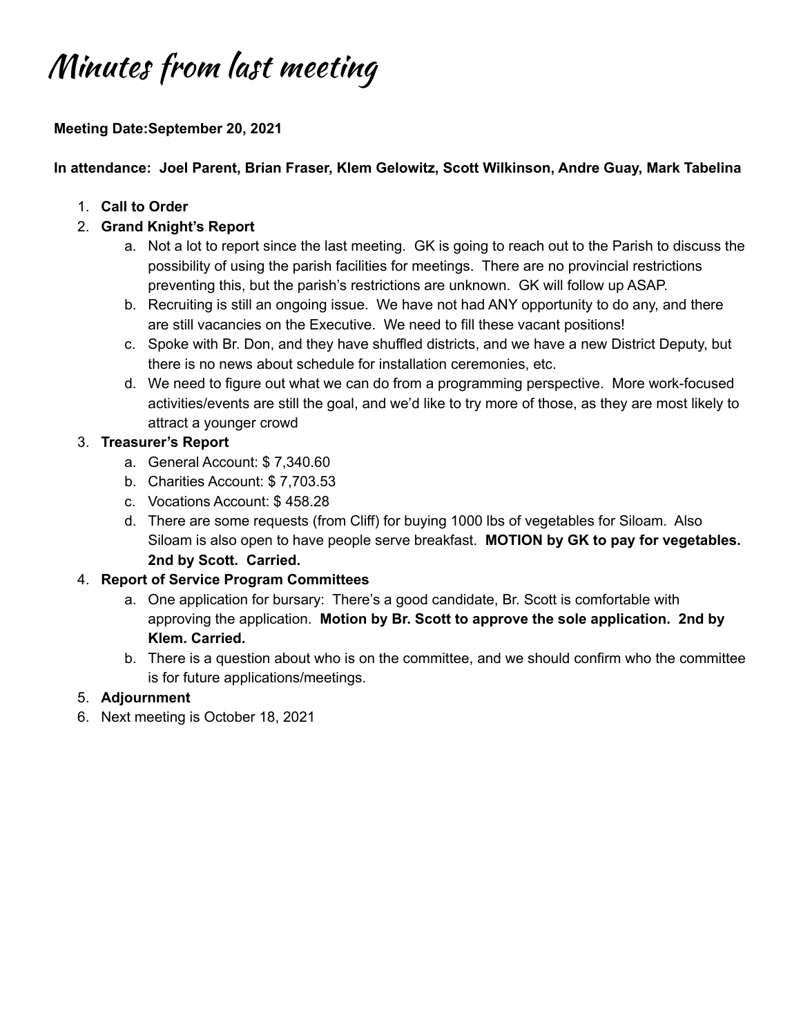# Minutes from last meeting

**Meeting Date:September 20, 2021**

**In attendance: Joel Parent, Brian Fraser, Klem Gelowitz, Scott Wilkinson, Andre Guay, Mark Tabelina**

1. **Call to Order**
2. **Grand Knight's Report**
    a. Not a lot to report since the last meeting. GK is going to reach out to the Parish to discuss the possibility of using the parish facilities for meetings. There are no provincial restrictions preventing this, but the parish's restrictions are unknown. GK will follow up ASAP.
    b. Recruiting is still an ongoing issue. We have not had ANY opportunity to do any, and there are still vacancies on the Executive. We need to fill these vacant positions!
    c. Spoke with Br. Don, and they have shuffled districts, and we have a new District Deputy, but there is no news about schedule for installation ceremonies, etc.
    d. We need to figure out what we can do from a programming perspective. More work-focused activities/events are still the goal, and we'd like to try more of those, as they are most likely to attract a younger crowd
3. **Treasurer's Report**
    a. General Account: $ 7,340.60
    b. Charities Account: $ 7,703.53
    c. Vocations Account: $ 458.28
    d. There are some requests (from Cliff) for buying 1000 lbs of vegetables for Siloam. Also Siloam is also open to have people serve breakfast. **MOTION by GK to pay for vegetables. 2nd by Scott. Carried.**
4. **Report of Service Program Committees**
    a. One application for bursary: There's a good candidate, Br. Scott is comfortable with approving the application. **Motion by Br. Scott to approve the sole application. 2nd by Klem. Carried.**
    b. There is a question about who is on the committee, and we should confirm who the committee is for future applications/meetings.
5. **Adjournment**
6. Next meeting is October 18, 2021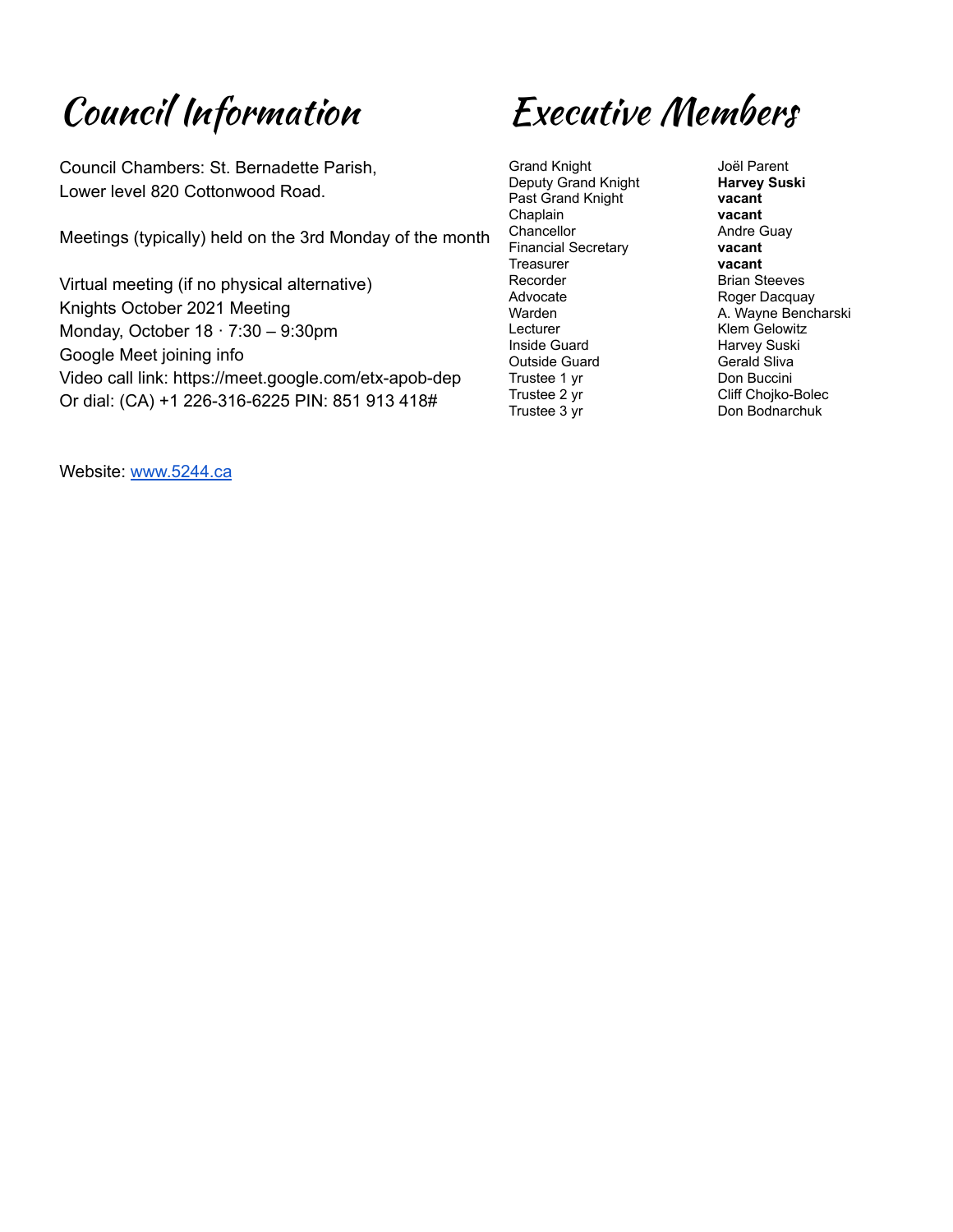# Council Information

Council Chambers: St. Bernadette Parish,
Lower level 820 Cottonwood Road.

Meetings (typically) held on the 3rd Monday of the month

Virtual meeting (if no physical alternative)
Knights October 2021 Meeting
Monday, October 18 · 7:30 – 9:30pm
Google Meet joining info
Video call link: https://meet.google.com/etx-apob-dep
Or dial: (CA) +1 226-316-6225 PIN: 851 913 418#

Website: [www.5244.ca](http://www.5244.ca)

# Executive Members

| | |
|---|---|
| Grand Knight | Joël Parent |
| Deputy Grand Knight | **Harvey Suski** |
| Past Grand Knight | **vacant** |
| Chaplain | **vacant** |
| Chancellor | Andre Guay |
| Financial Secretary | **vacant** |
| Treasurer | **vacant** |
| Recorder | Brian Steeves |
| Advocate | Roger Dacquay |
| Warden | A. Wayne Bencharski |
| Lecturer | Klem Gelowitz |
| Inside Guard | Harvey Suski |
| Outside Guard | Gerald Sliva |
| Trustee 1 yr | Don Buccini |
| Trustee 2 yr | Cliff Chojko-Bolec |
| Trustee 3 yr | Don Bodnarchuk |